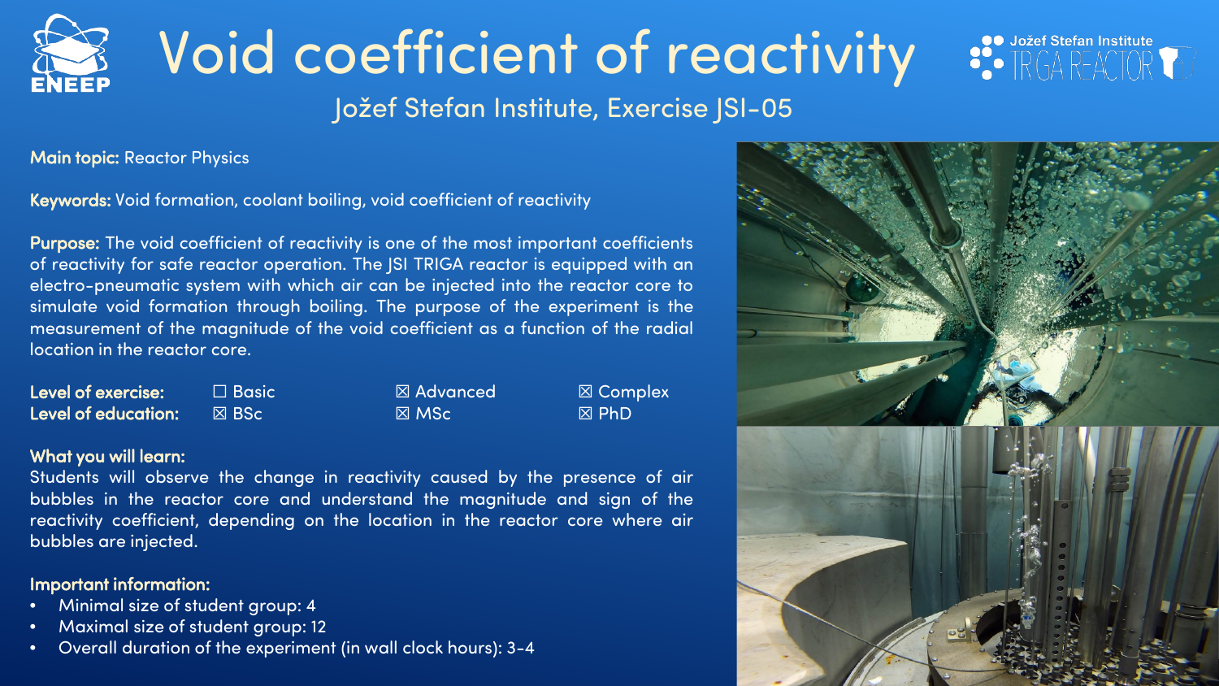# Void coefficient of reactivity

## Jožef Stefan Institute, Exercise JSI-05

**Main topic:** Reactor Physics

**Keywords:** Void formation, coolant boiling, void coefficient of reactivity

**Purpose:** The void coefficient of reactivity is one of the most important coefficients of reactivity for safe reactor operation. The JSI TRIGA reactor is equipped with an electro-pneumatic system with which air can be injected into the reactor core to simulate void formation through boiling. The purpose of the experiment is the measurement of the magnitude of the void coefficient as a function of the radial location in the reactor core.

| | | | |
|---|---|---|---|
| **Level of exercise:** | ☐ Basic | ☒ Advanced | ☒ Complex |
| **Level of education:** | ☒ BSc | ☒ MSc | ☒ PhD |

**What you will learn:**
Students will observe the change in reactivity caused by the presence of air bubbles in the reactor core and understand the magnitude and sign of the reactivity coefficient, depending on the location in the reactor core where air bubbles are injected.

**Important information:**

- Minimal size of student group: 4
- Maximal size of student group: 12
- Overall duration of the experiment (in wall clock hours): 3-4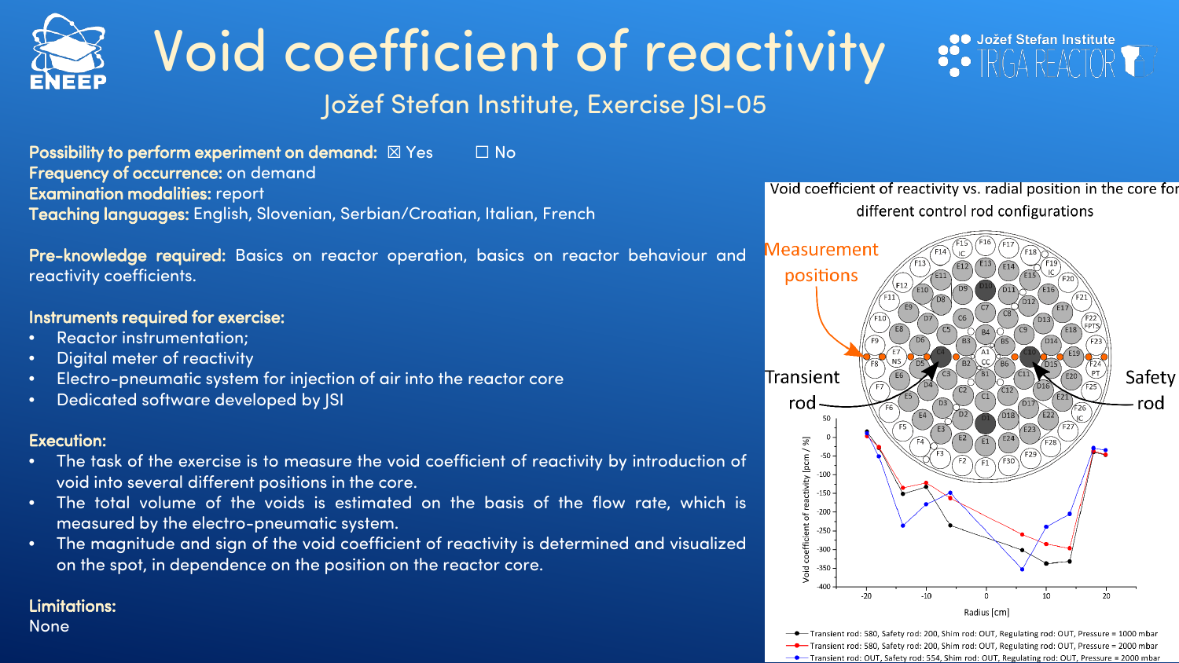# Void coefficient of reactivity

Jožef Stefan Institute, Exercise JSI-05

**Possibility to perform experiment on demand:** ☒ Yes ☐ No
**Frequency of occurrence:** on demand
**Examination modalities:** report
**Teaching languages:** English, Slovenian, Serbian/Croatian, Italian, French

**Pre-knowledge required:** Basics on reactor operation, basics on reactor behaviour and reactivity coefficients.

**Instruments required for exercise:**

- Reactor instrumentation;
- Digital meter of reactivity
- Electro-pneumatic system for injection of air into the reactor core
- Dedicated software developed by JSI

**Execution:**

- The task of the exercise is to measure the void coefficient of reactivity by introduction of void into several different positions in the core.
- The total volume of the voids is estimated on the basis of the flow rate, which is measured by the electro-pneumatic system.
- The magnitude and sign of the void coefficient of reactivity is determined and visualized on the spot, in dependence on the position on the reactor core.

**Limitations:**
None

Void coefficient of reactivity vs. radial position in the core for different control rod configurations

Measurement positions

Transient rod

Safety rod

Void coefficient of reactivity [pcm / %]

Radius [cm]

50, 0, -50, -100, -150, -200, -250, -300, -350, -400

-20, -10, 0, 10, 20

Transient rod: 580, Safety rod: 200, Shim rod: OUT, Regulating rod: OUT, Pressure = 1000 mbar
Transient rod: 580, Safety rod: 200, Shim rod: OUT, Regulating rod: OUT, Pressure = 2000 mbar
Transient rod: OUT, Safety rod: 554, Shim rod: OUT, Regulating rod: OUT, Pressure = 2000 mbar